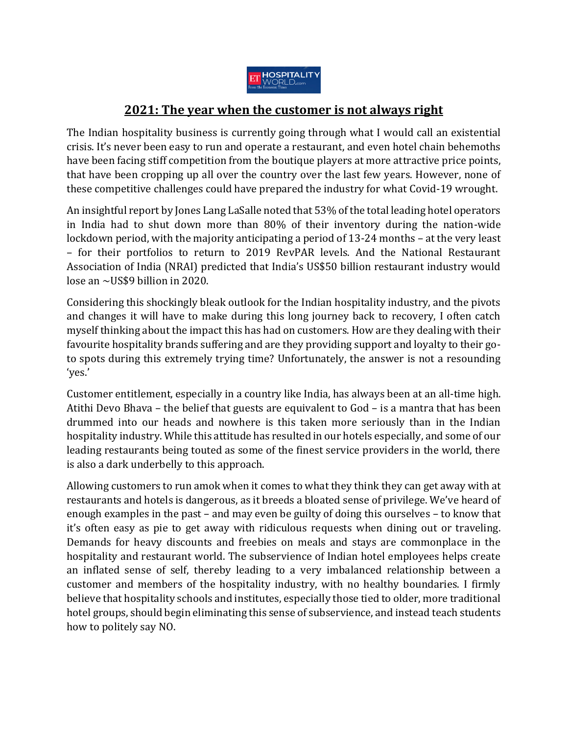# 2021: The year when the customer is not always right

The Indian hospitality business is currently going through what I would call an existential crisis. It's never been easy to run and operate a restaurant, and even hotel chain behemoths have been facing stiff competition from the boutique players at more attractive price points, that have been cropping up all over the country over the last few years. However, none of these competitive challenges could have prepared the industry for what Covid-19 wrought.

An insightful report by Jones Lang LaSalle noted that 53% of the total leading hotel operators in India had to shut down more than 80% of their inventory during the nation-wide lockdown period, with the majority anticipating a period of 13-24 months – at the very least – for their portfolios to return to 2019 RevPAR levels. And the National Restaurant Association of India (NRAI) predicted that India's US$50 billion restaurant industry would lose an ~US$9 billion in 2020.

Considering this shockingly bleak outlook for the Indian hospitality industry, and the pivots and changes it will have to make during this long journey back to recovery, I often catch myself thinking about the impact this has had on customers. How are they dealing with their favourite hospitality brands suffering and are they providing support and loyalty to their go-to spots during this extremely trying time? Unfortunately, the answer is not a resounding 'yes.'

Customer entitlement, especially in a country like India, has always been at an all-time high. Atithi Devo Bhava – the belief that guests are equivalent to God – is a mantra that has been drummed into our heads and nowhere is this taken more seriously than in the Indian hospitality industry. While this attitude has resulted in our hotels especially, and some of our leading restaurants being touted as some of the finest service providers in the world, there is also a dark underbelly to this approach.

Allowing customers to run amok when it comes to what they think they can get away with at restaurants and hotels is dangerous, as it breeds a bloated sense of privilege. We've heard of enough examples in the past – and may even be guilty of doing this ourselves – to know that it's often easy as pie to get away with ridiculous requests when dining out or traveling. Demands for heavy discounts and freebies on meals and stays are commonplace in the hospitality and restaurant world. The subservience of Indian hotel employees helps create an inflated sense of self, thereby leading to a very imbalanced relationship between a customer and members of the hospitality industry, with no healthy boundaries. I firmly believe that hospitality schools and institutes, especially those tied to older, more traditional hotel groups, should begin eliminating this sense of subservience, and instead teach students how to politely say NO.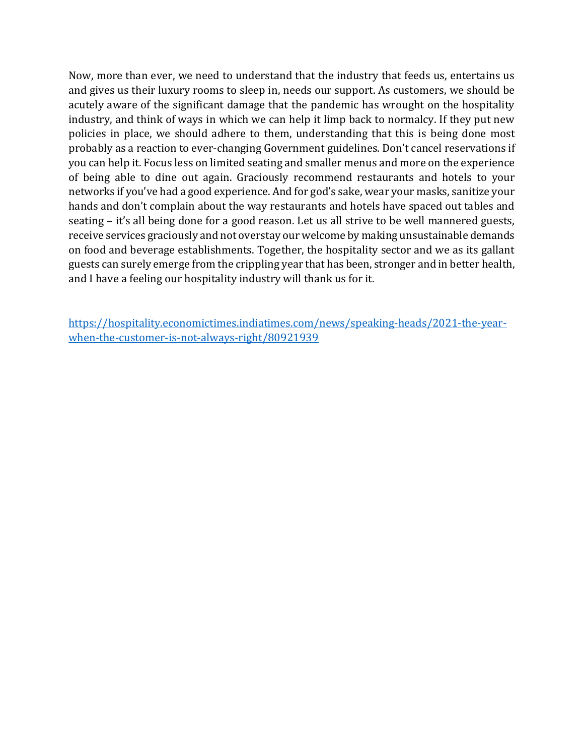Now, more than ever, we need to understand that the industry that feeds us, entertains us and gives us their luxury rooms to sleep in, needs our support. As customers, we should be acutely aware of the significant damage that the pandemic has wrought on the hospitality industry, and think of ways in which we can help it limp back to normalcy. If they put new policies in place, we should adhere to them, understanding that this is being done most probably as a reaction to ever-changing Government guidelines. Don't cancel reservations if you can help it. Focus less on limited seating and smaller menus and more on the experience of being able to dine out again. Graciously recommend restaurants and hotels to your networks if you've had a good experience. And for god's sake, wear your masks, sanitize your hands and don't complain about the way restaurants and hotels have spaced out tables and seating – it's all being done for a good reason. Let us all strive to be well mannered guests, receive services graciously and not overstay our welcome by making unsustainable demands on food and beverage establishments. Together, the hospitality sector and we as its gallant guests can surely emerge from the crippling year that has been, stronger and in better health, and I have a feeling our hospitality industry will thank us for it.

https://hospitality.economictimes.indiatimes.com/news/speaking-heads/2021-the-year-when-the-customer-is-not-always-right/80921939